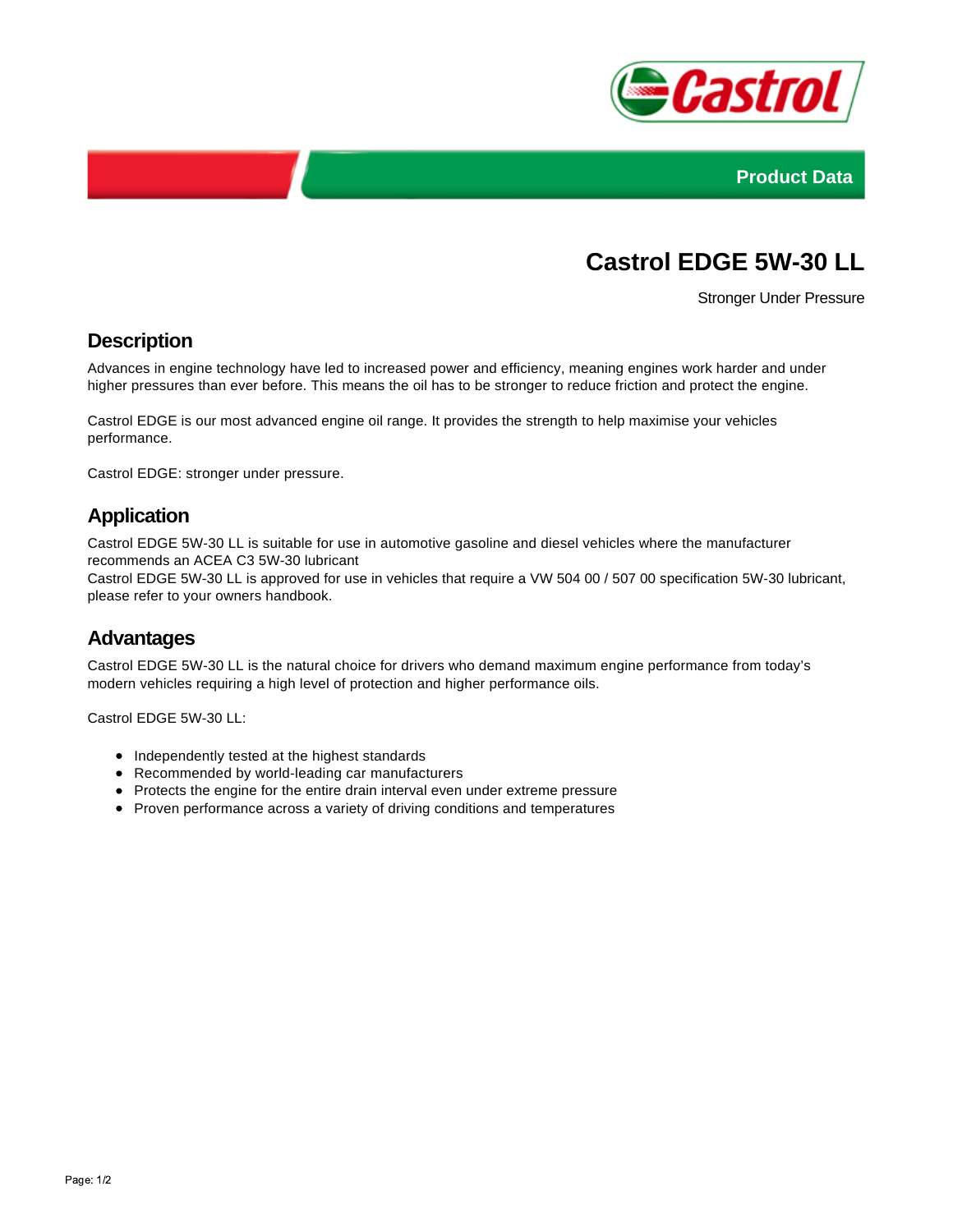Product Data

# Castrol EDGE 5W-30 LL

Stronger Under Pressure

## Description

Advances in engine technology have led to increased power and efficiency, meaning engines work harder and under higher pressures than ever before. This means the oil has to be stronger to reduce friction and protect the engine.

Castrol EDGE is our most advanced engine oil range. It provides the strength to help maximise your vehicles performance.

Castrol EDGE: stronger under pressure.

## Application

Castrol EDGE 5W-30 LL is suitable for use in automotive gasoline and diesel vehicles where the manufacturer recommends an ACEA C3 5W-30 lubricant
Castrol EDGE 5W-30 LL is approved for use in vehicles that require a VW 504 00 / 507 00 specification 5W-30 lubricant, please refer to your owners handbook.

## Advantages

Castrol EDGE 5W-30 LL is the natural choice for drivers who demand maximum engine performance from today's modern vehicles requiring a high level of protection and higher performance oils.

Castrol EDGE 5W-30 LL:

- Independently tested at the highest standards
- Recommended by world-leading car manufacturers
- Protects the engine for the entire drain interval even under extreme pressure
- Proven performance across a variety of driving conditions and temperatures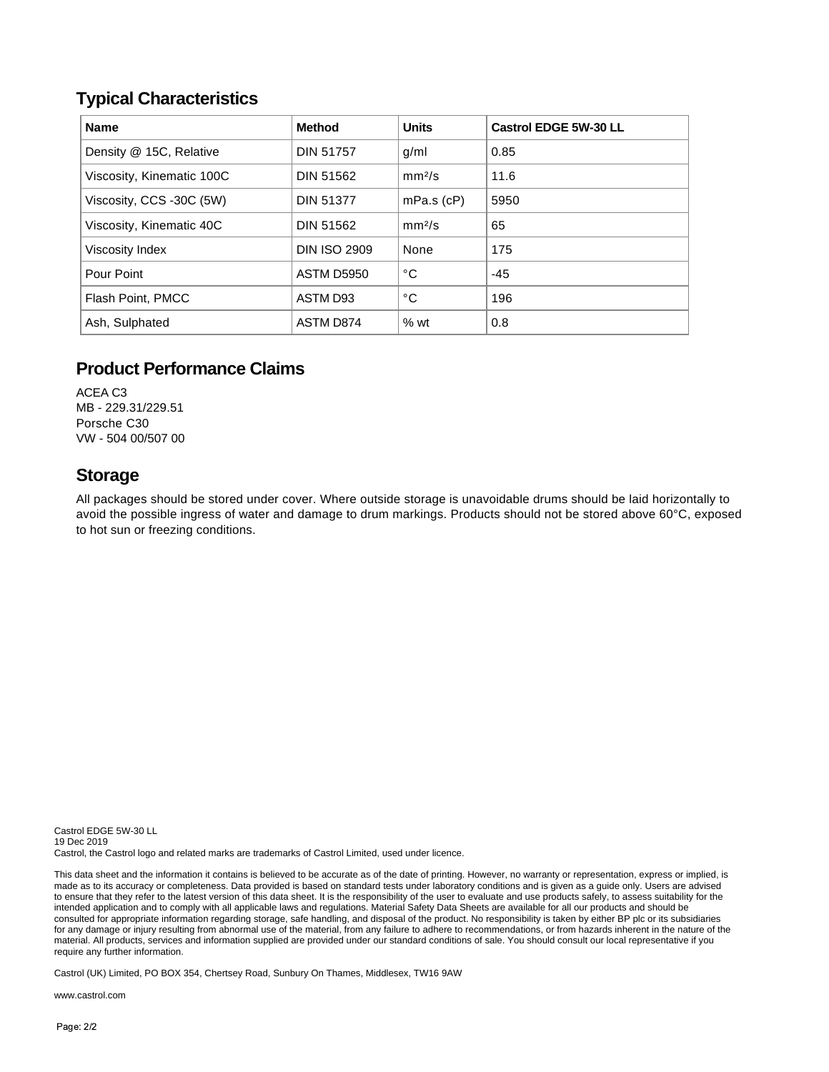## Typical Characteristics

| Name | Method | Units | Castrol EDGE 5W-30 LL |
|---|---|---|---|
| Density @ 15C, Relative | DIN 51757 | g/ml | 0.85 |
| Viscosity, Kinematic 100C | DIN 51562 | $mm^2/s$ | 11.6 |
| Viscosity, CCS -30C (5W) | DIN 51377 | mPa.s (cP) | 5950 |
| Viscosity, Kinematic 40C | DIN 51562 | $mm^2/s$ | 65 |
| Viscosity Index | DIN ISO 2909 | None | 175 |
| Pour Point | ASTM D5950 | °C | -45 |
| Flash Point, PMCC | ASTM D93 | °C | 196 |
| Ash, Sulphated | ASTM D874 | % wt | 0.8 |

## Product Performance Claims

ACEA C3
MB - 229.31/229.51
Porsche C30
VW - 504 00/507 00

## Storage

All packages should be stored under cover. Where outside storage is unavoidable drums should be laid horizontally to avoid the possible ingress of water and damage to drum markings. Products should not be stored above 60°C, exposed to hot sun or freezing conditions.

Castrol EDGE 5W-30 LL
19 Dec 2019
Castrol, the Castrol logo and related marks are trademarks of Castrol Limited, used under licence.

This data sheet and the information it contains is believed to be accurate as of the date of printing. However, no warranty or representation, express or implied, is made as to its accuracy or completeness. Data provided is based on standard tests under laboratory conditions and is given as a guide only. Users are advised to ensure that they refer to the latest version of this data sheet. It is the responsibility of the user to evaluate and use products safely, to assess suitability for the intended application and to comply with all applicable laws and regulations. Material Safety Data Sheets are available for all our products and should be consulted for appropriate information regarding storage, safe handling, and disposal of the product. No responsibility is taken by either BP plc or its subsidiaries for any damage or injury resulting from abnormal use of the material, from any failure to adhere to recommendations, or from hazards inherent in the nature of the material. All products, services and information supplied are provided under our standard conditions of sale. You should consult our local representative if you require any further information.

Castrol (UK) Limited, PO BOX 354, Chertsey Road, Sunbury On Thames, Middlesex, TW16 9AW

www.castrol.com